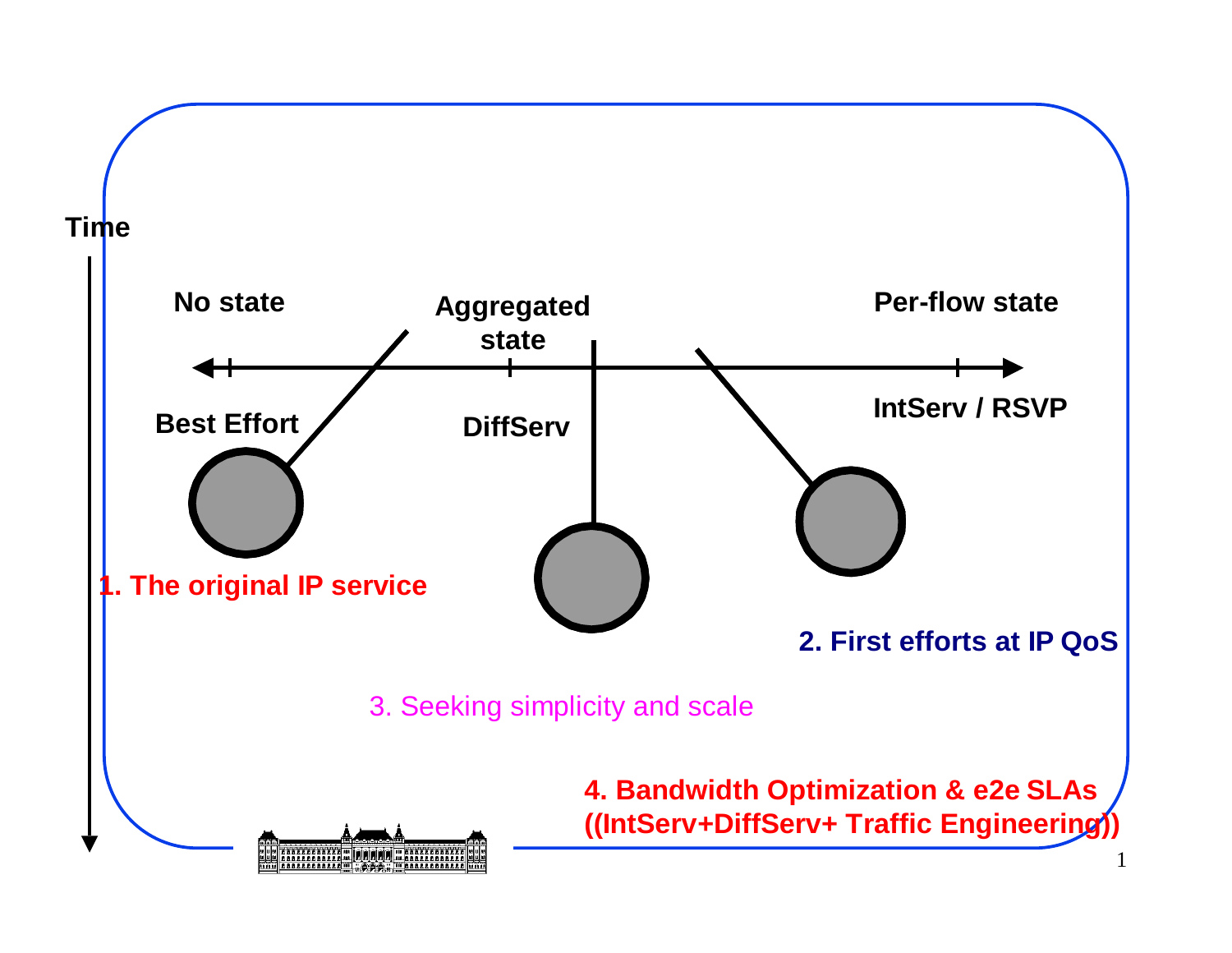Time

No state — Aggregated state — Per-flow state

Best Effort — DiffServ — IntServ / RSVP

1. The original IP service

2. First efforts at IP QoS

3. Seeking simplicity and scale

4. Bandwidth Optimization & e2e SLAs ((IntServ+DiffServ+ Traffic Engineering))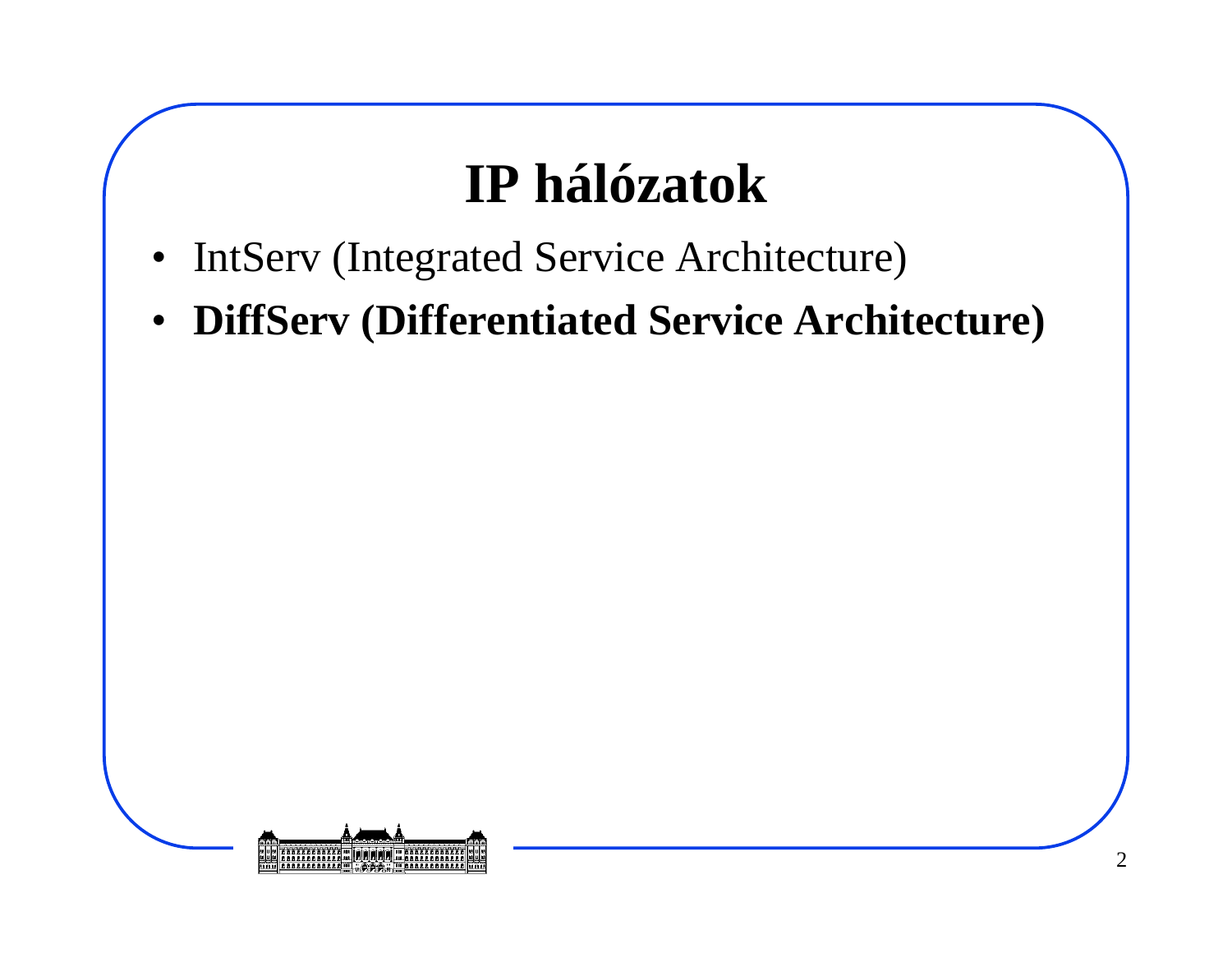# IP hálózatok

- IntServ (Integrated Service Architecture)
- **DiffServ (Differentiated Service Architecture)**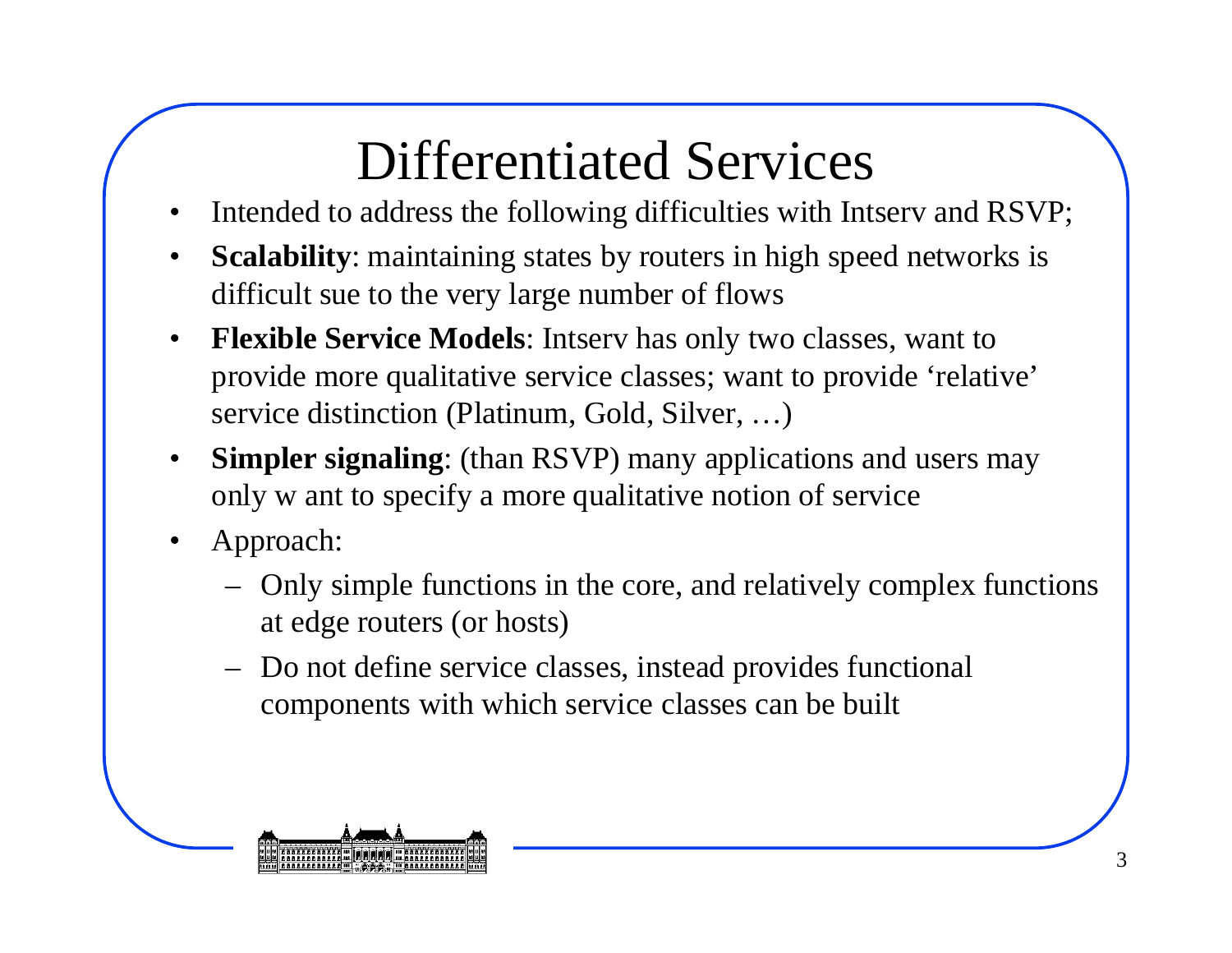# Differentiated Services

- Intended to address the following difficulties with Intserv and RSVP;
- **Scalability**: maintaining states by routers in high speed networks is difficult sue to the very large number of flows
- **Flexible Service Models**: Intserv has only two classes, want to provide more qualitative service classes; want to provide 'relative' service distinction (Platinum, Gold, Silver, …)
- **Simpler signaling**: (than RSVP) many applications and users may only w ant to specify a more qualitative notion of service
- Approach:
  - Only simple functions in the core, and relatively complex functions at edge routers (or hosts)
  - Do not define service classes, instead provides functional components with which service classes can be built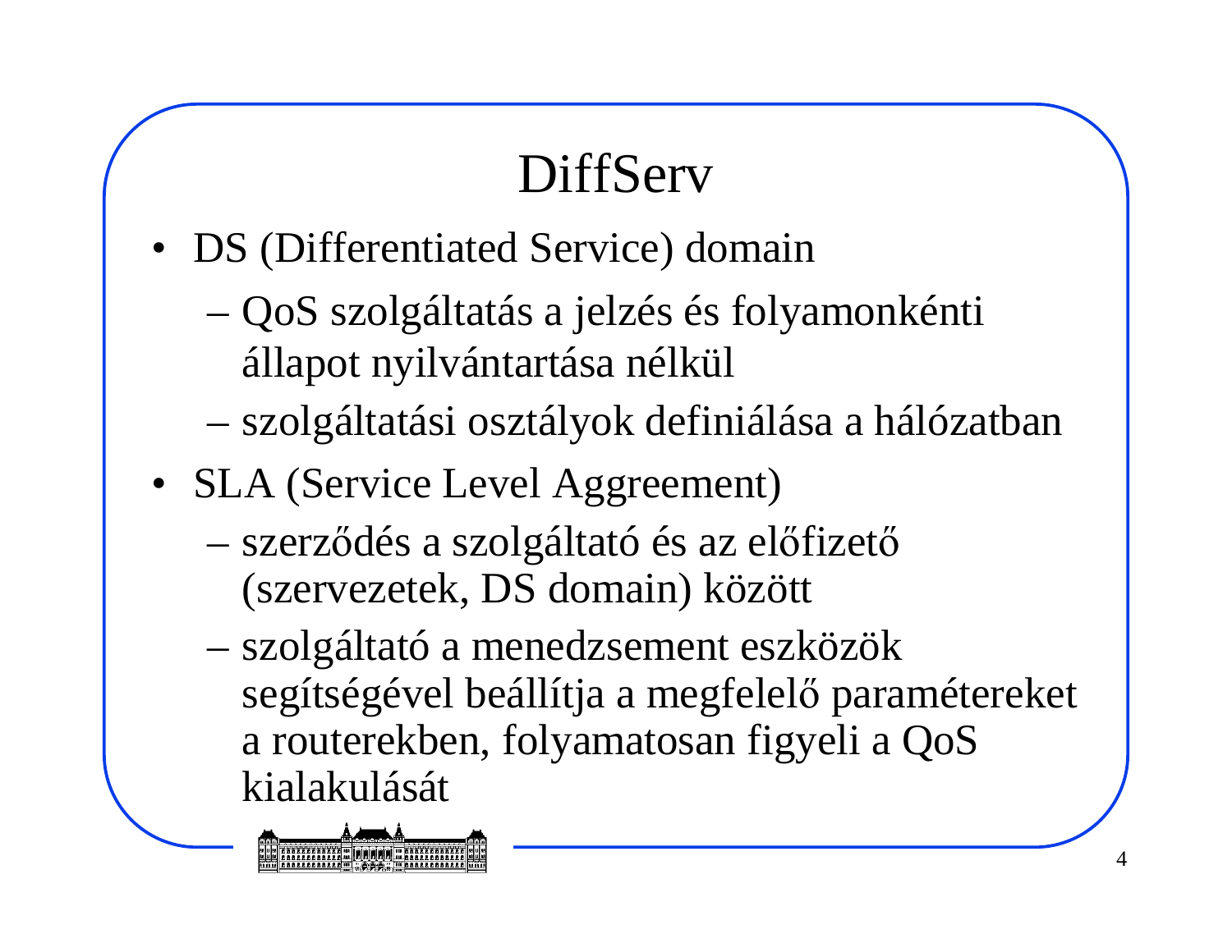# DiffServ

- DS (Differentiated Service) domain
  - QoS szolgáltatás a jelzés és folyamonkénti állapot nyilvántartása nélkül
  - szolgáltatási osztályok definiálása a hálózatban
- SLA (Service Level Aggreement)
  - szerződés a szolgáltató és az előfizető (szervezetek, DS domain) között
  - szolgáltató a menedzsement eszközök segítségével beállítja a megfelelő paramétereket a routerekben, folyamatosan figyeli a QoS kialakulását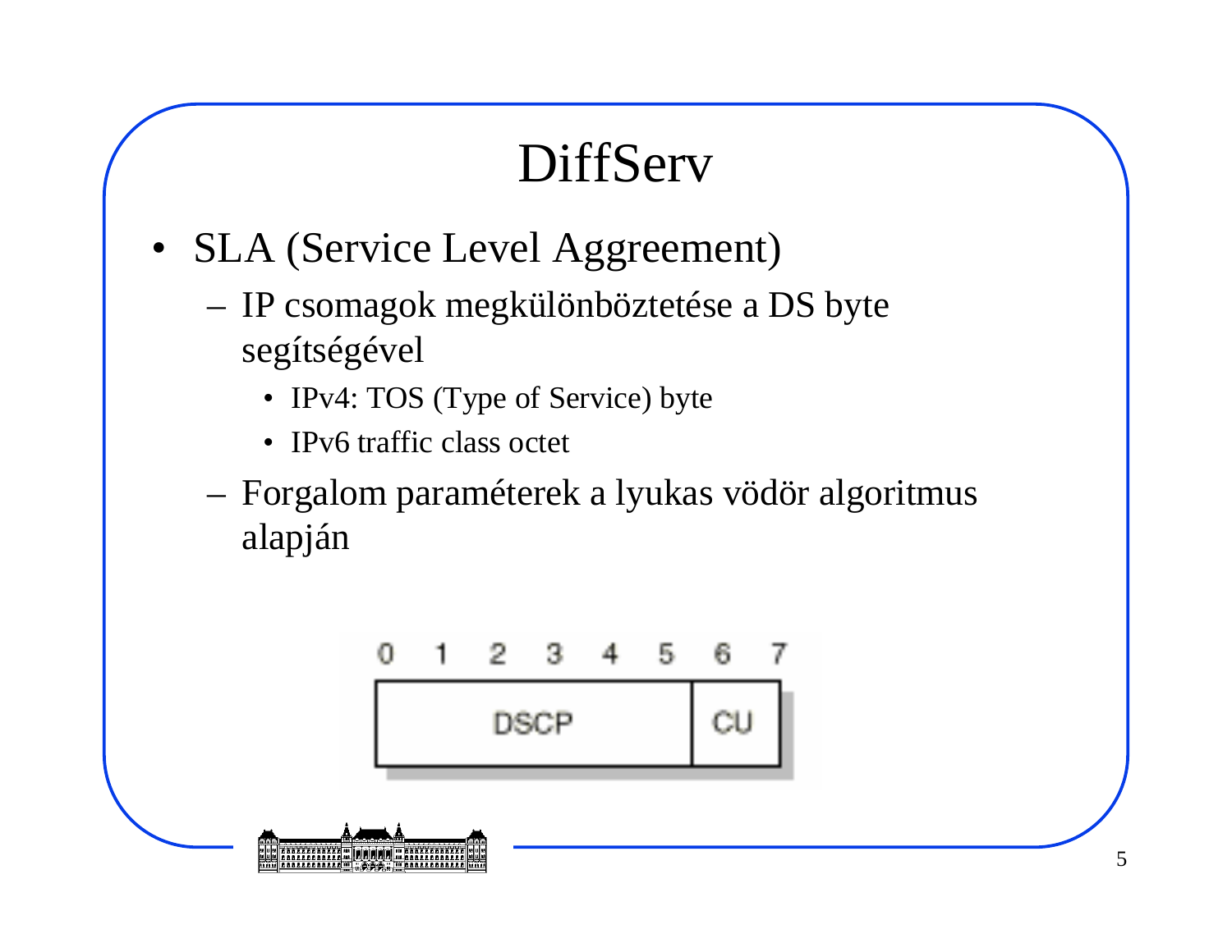# DiffServ

- SLA (Service Level Aggreement)
  - IP csomagok megkülönböztetése a DS byte segítségével
    - IPv4: TOS (Type of Service) byte
    - IPv6 traffic class octet
  - Forgalom paraméterek a lyukas vödör algoritmus alapján

| 0 | 1 | 2 | 3 | 4 | 5 | 6 | 7 |
|---|---|---|---|---|---|---|---|
| DSCP | | | | | | CU | |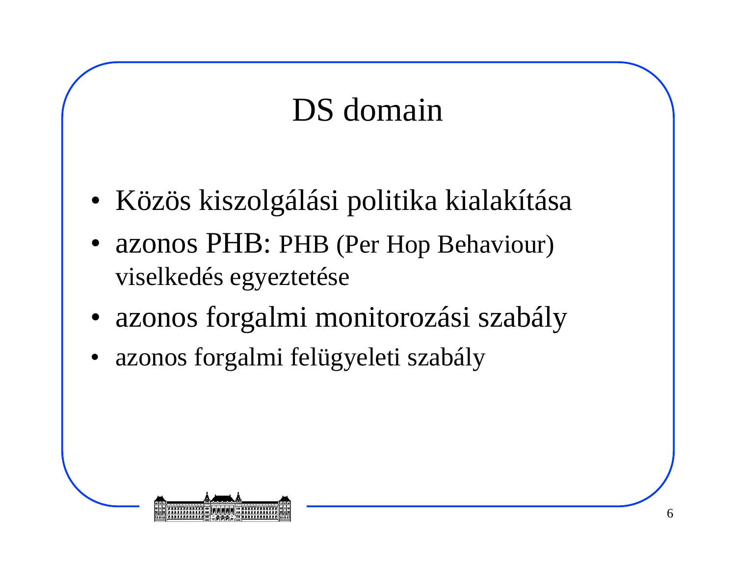# DS domain

- Közös kiszolgálási politika kialakítása
- azonos PHB: PHB (Per Hop Behaviour) viselkedés egyeztetése
- azonos forgalmi monitorozási szabály
- azonos forgalmi felügyeleti szabály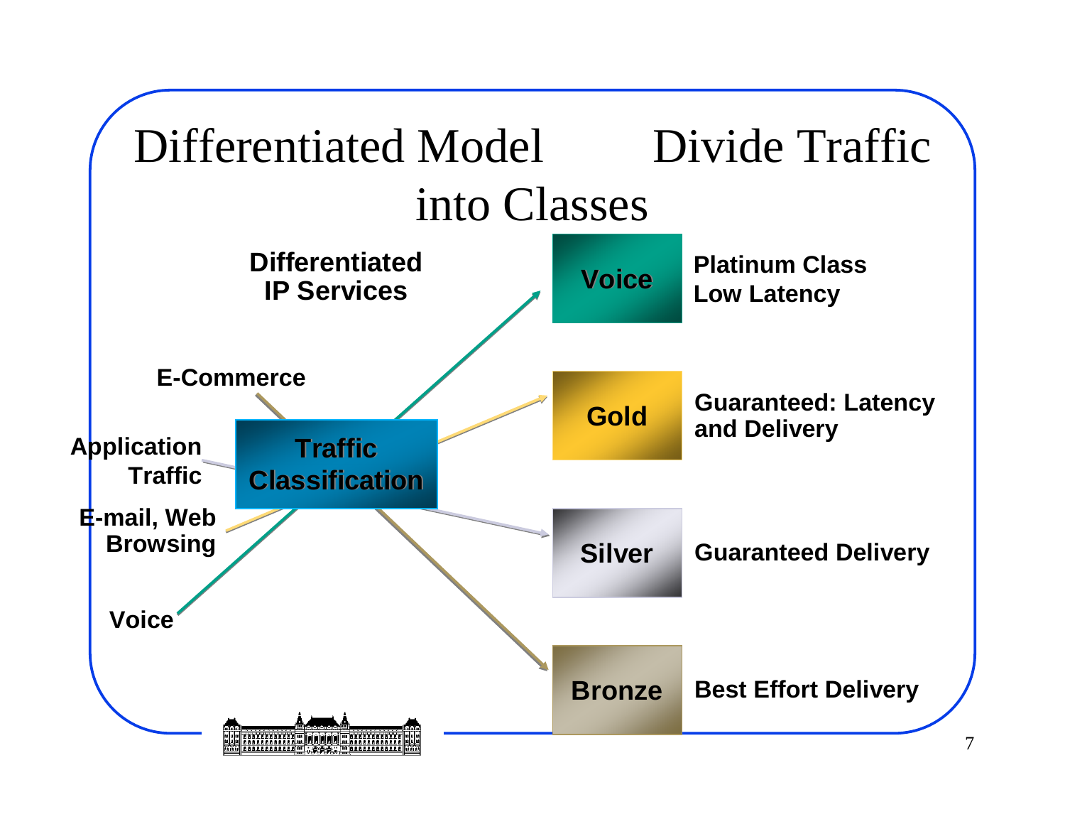# Differentiated Model — Divide Traffic into Classes

**Differentiated IP Services**

**E-Commerce**

**Application Traffic**

**E-mail, Web Browsing**

**Voice**

**Traffic Classification**

| Class | Description |
| --- | --- |
| **Voice** | **Platinum Class Low Latency** |
| **Gold** | **Guaranteed: Latency and Delivery** |
| **Silver** | **Guaranteed Delivery** |
| **Bronze** | **Best Effort Delivery** |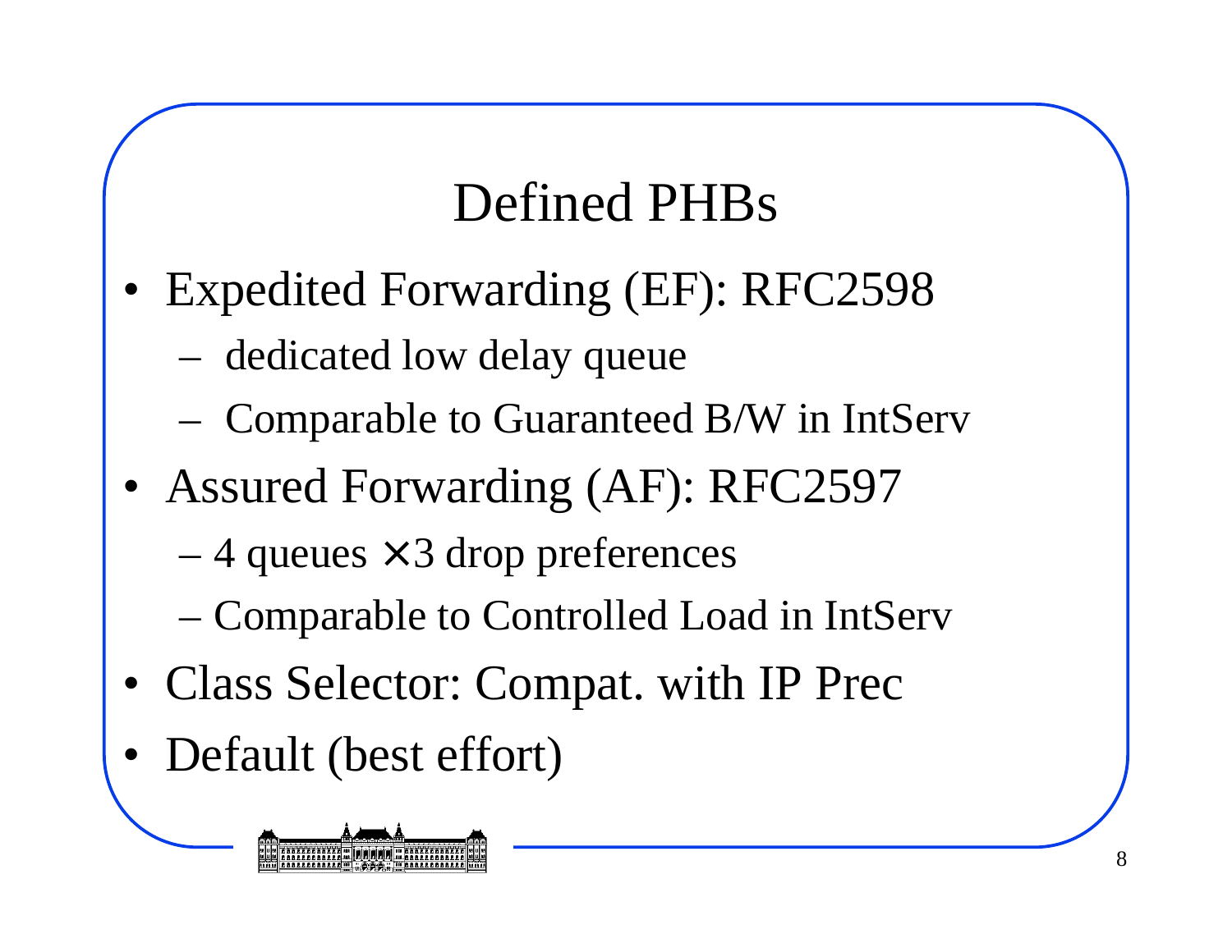# Defined PHBs

- Expedited Forwarding (EF): RFC2598
  - dedicated low delay queue
  - Comparable to Guaranteed B/W in IntServ
- Assured Forwarding (AF): RFC2597
  - 4 queues $\times$3 drop preferences
  - Comparable to Controlled Load in IntServ
- Class Selector: Compat. with IP Prec
- Default (best effort)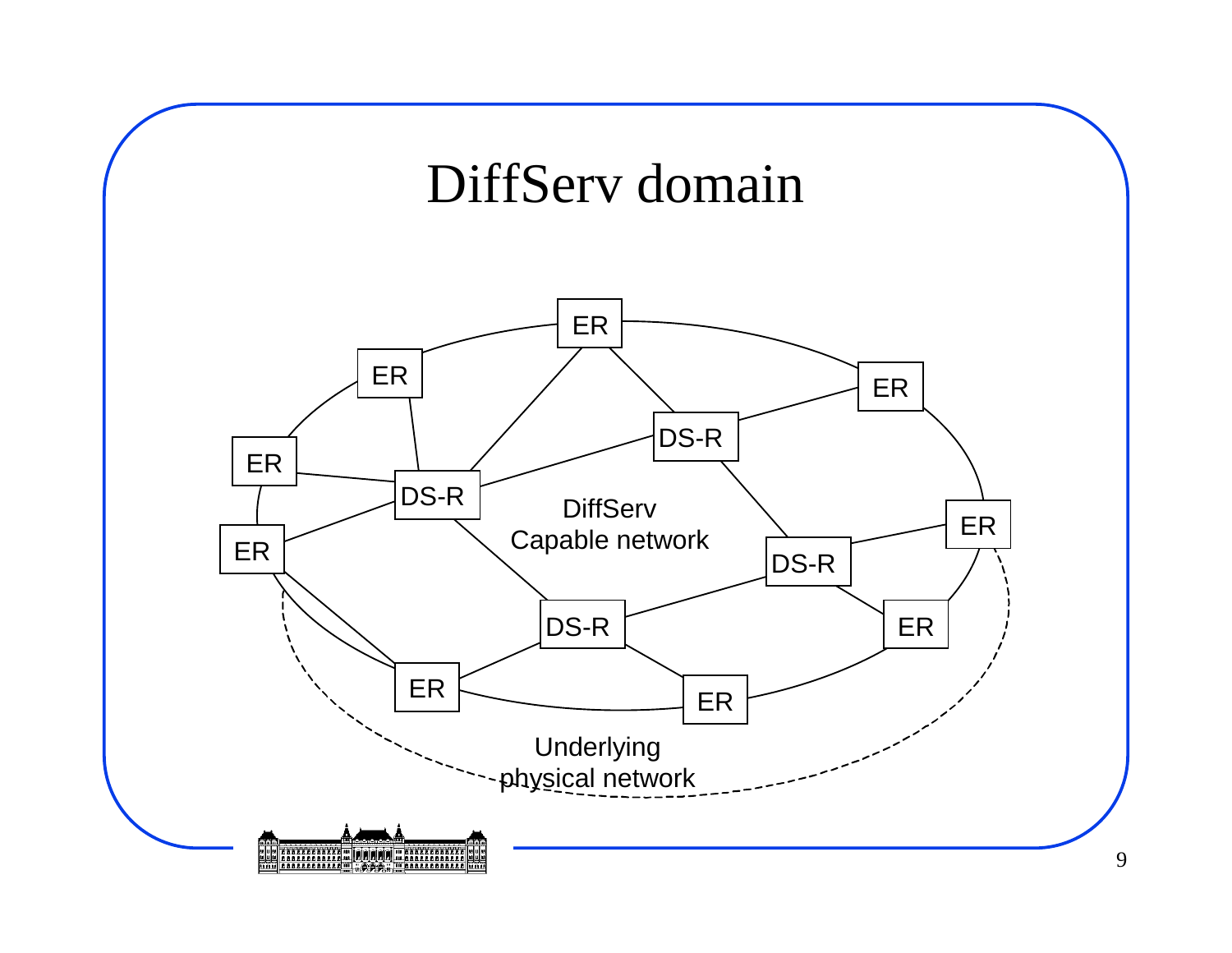# DiffServ domain

ER

ER

ER

ER

DS-R

DS-R

DiffServ
Capable network

ER

ER

DS-R

DS-R

ER

ER

ER

ER

Underlying
physical network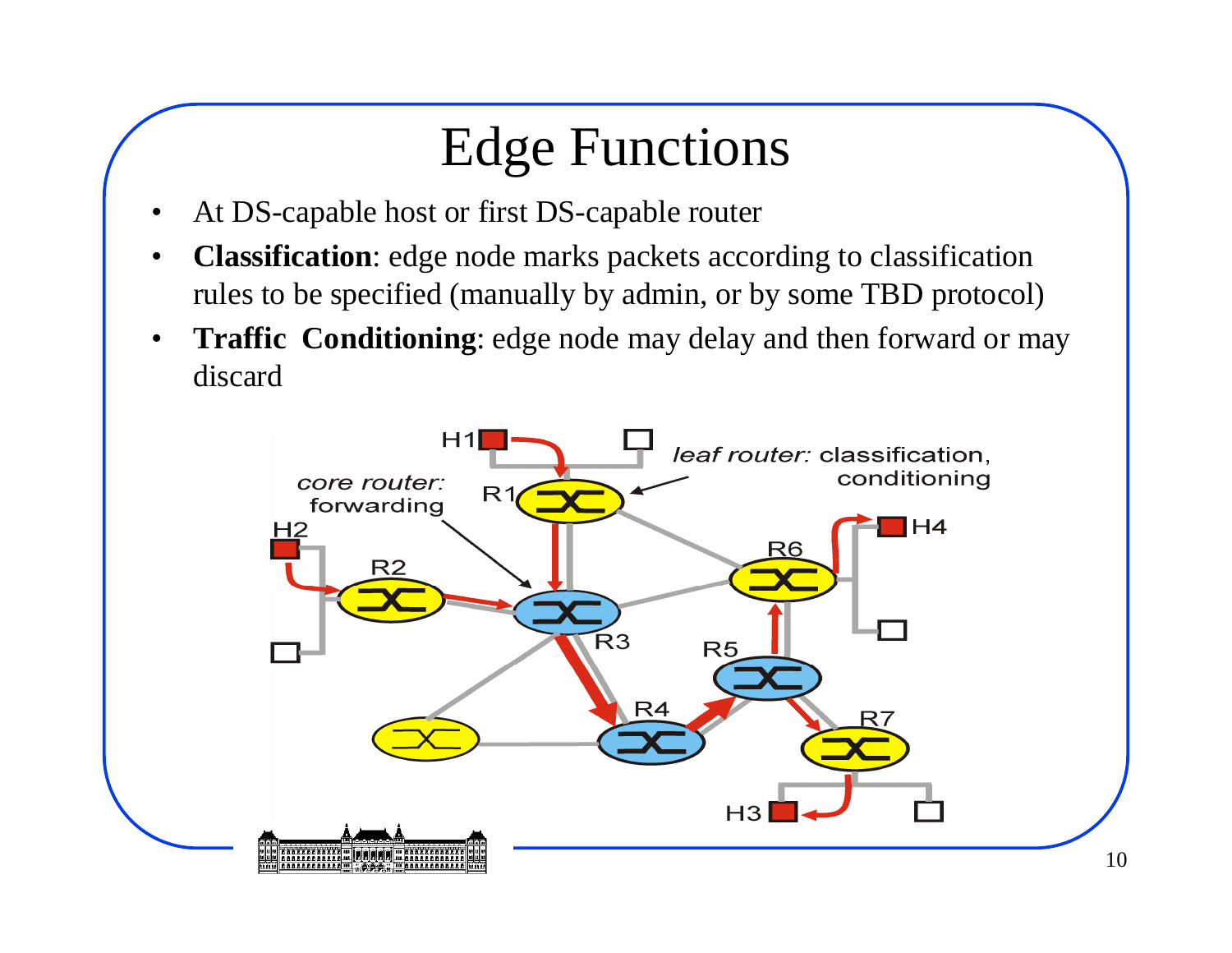# Edge Functions

- At DS-capable host or first DS-capable router
- **Classification**: edge node marks packets according to classification rules to be specified (manually by admin, or by some TBD protocol)
- **Traffic Conditioning**: edge node may delay and then forward or may discard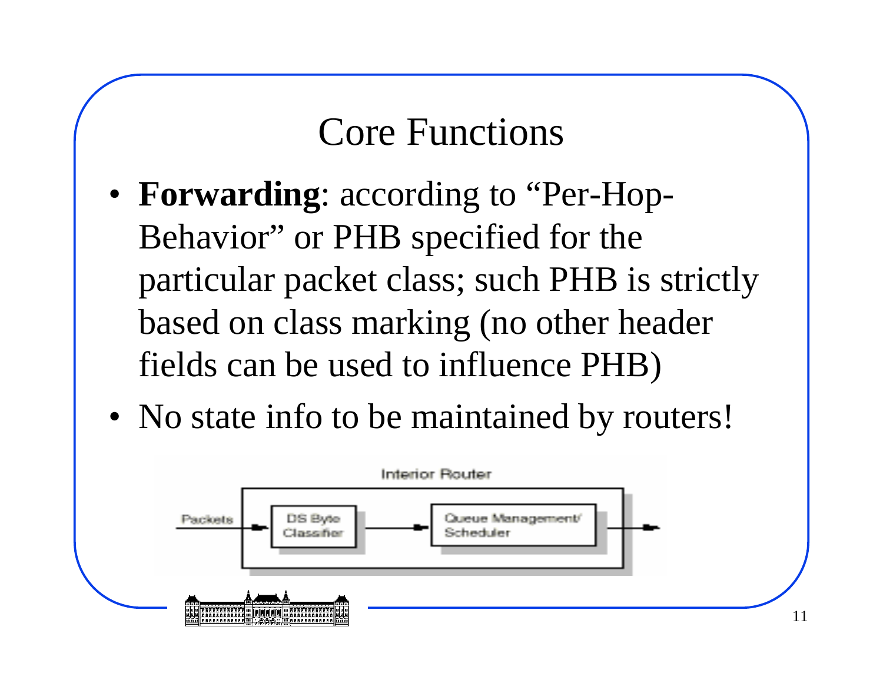# Core Functions

- **Forwarding**: according to "Per-Hop-Behavior" or PHB specified for the particular packet class; such PHB is strictly based on class marking (no other header fields can be used to influence PHB)
- No state info to be maintained by routers!

Interior Router

Packets → DS Byte Classifier → Queue Management/ Scheduler →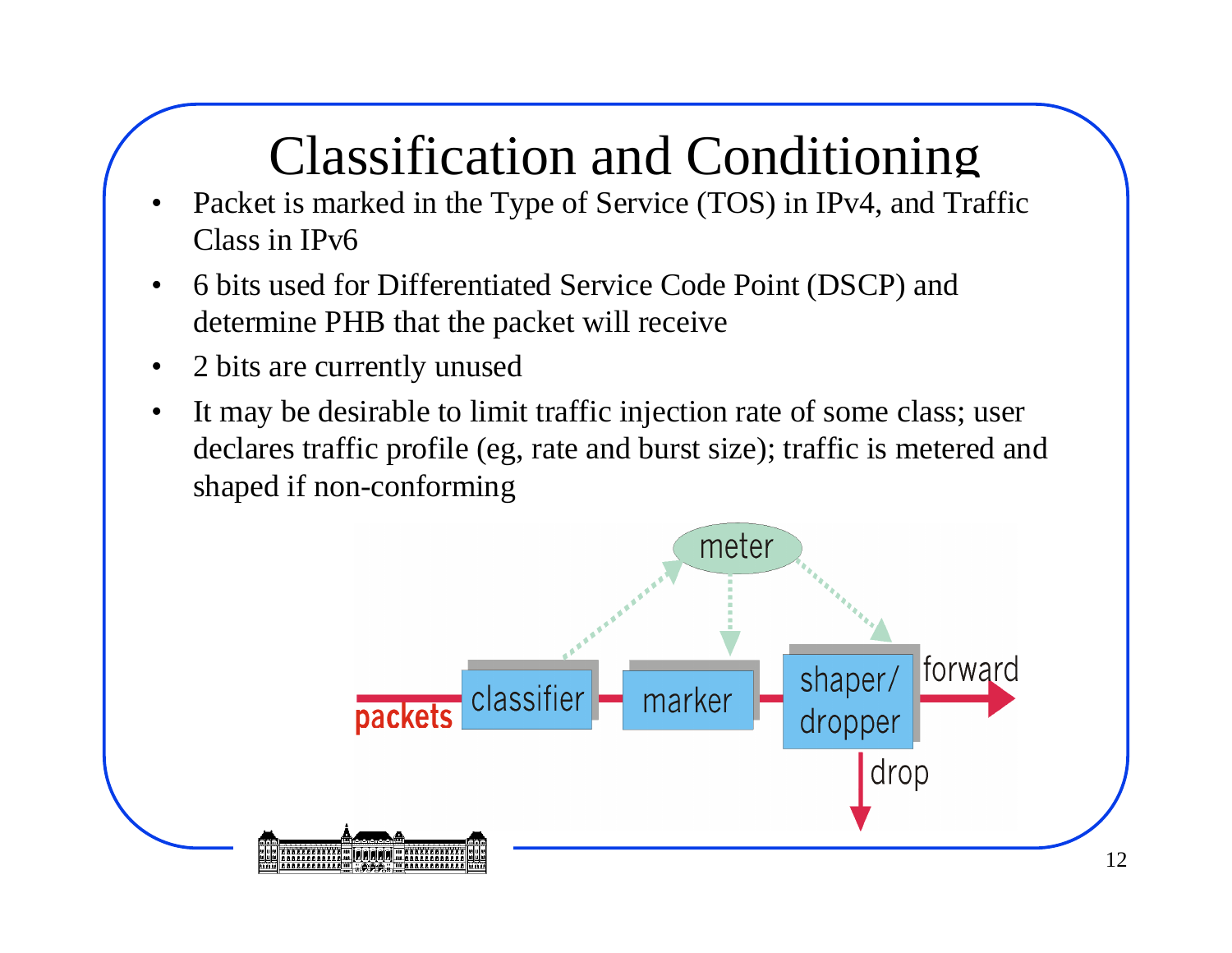# Classification and Conditioning

- Packet is marked in the Type of Service (TOS) in IPv4, and Traffic Class in IPv6
- 6 bits used for Differentiated Service Code Point (DSCP) and determine PHB that the packet will receive
- 2 bits are currently unused
- It may be desirable to limit traffic injection rate of some class; user declares traffic profile (eg, rate and burst size); traffic is metered and shaped if non-conforming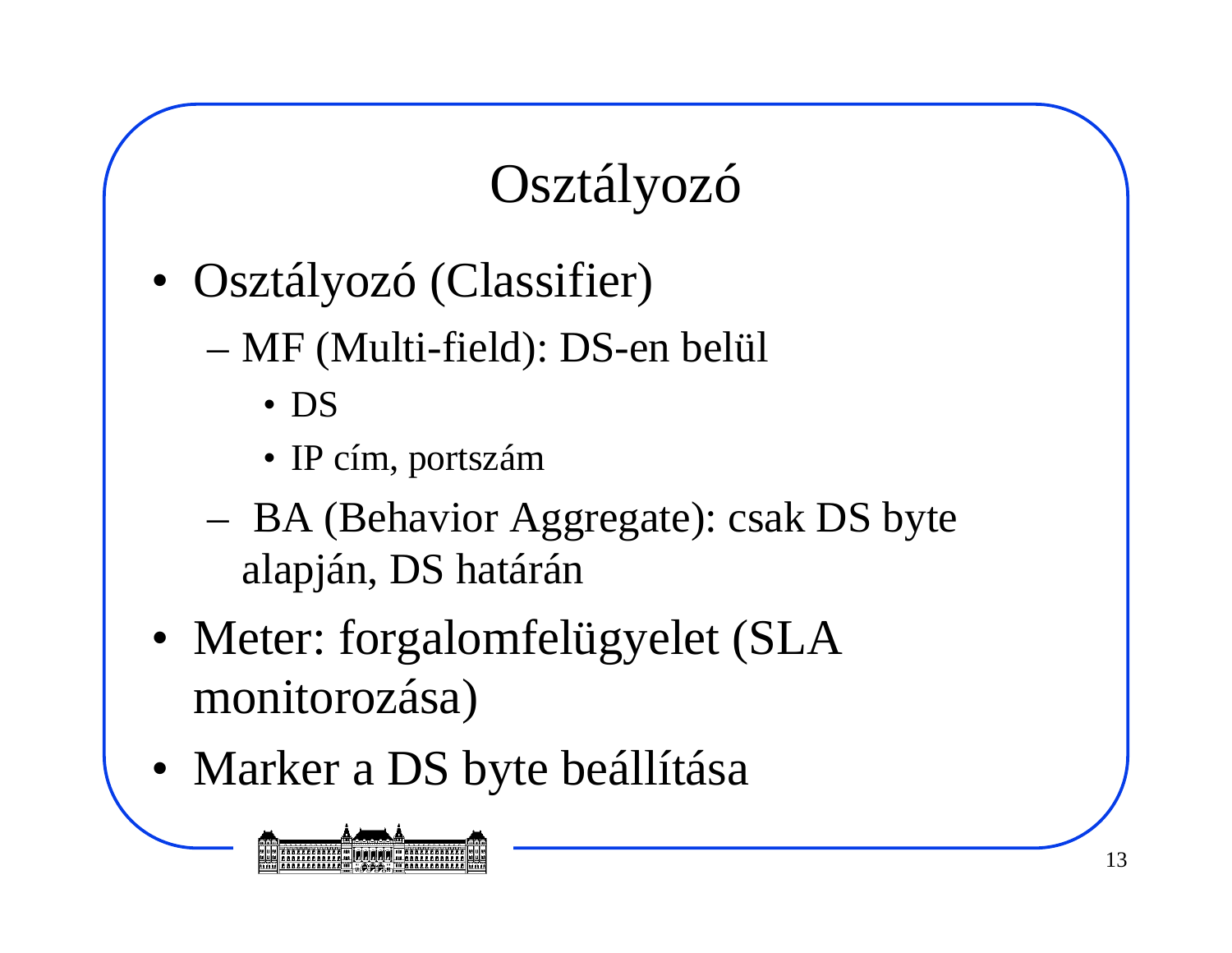# Osztályozó

- Osztályozó (Classifier)
  - MF (Multi-field): DS-en belül
    - DS
    - IP cím, portszám
  - BA (Behavior Aggregate): csak DS byte alapján, DS határán
- Meter: forgalomfelügyelet (SLA monitorozása)
- Marker a DS byte beállítása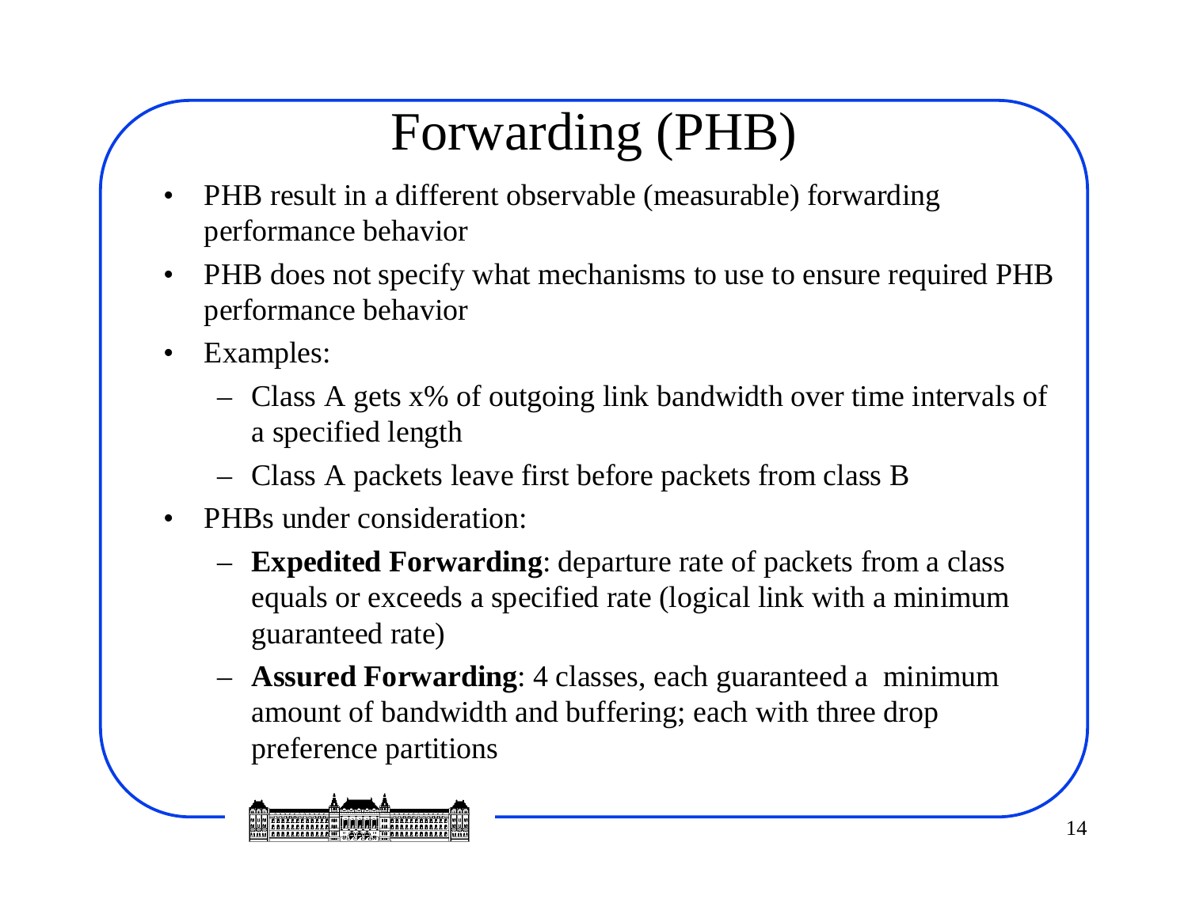# Forwarding (PHB)

- PHB result in a different observable (measurable) forwarding performance behavior
- PHB does not specify what mechanisms to use to ensure required PHB performance behavior
- Examples:
  - Class A gets x% of outgoing link bandwidth over time intervals of a specified length
  - Class A packets leave first before packets from class B
- PHBs under consideration:
  - **Expedited Forwarding**: departure rate of packets from a class equals or exceeds a specified rate (logical link with a minimum guaranteed rate)
  - **Assured Forwarding**: 4 classes, each guaranteed a minimum amount of bandwidth and buffering; each with three drop preference partitions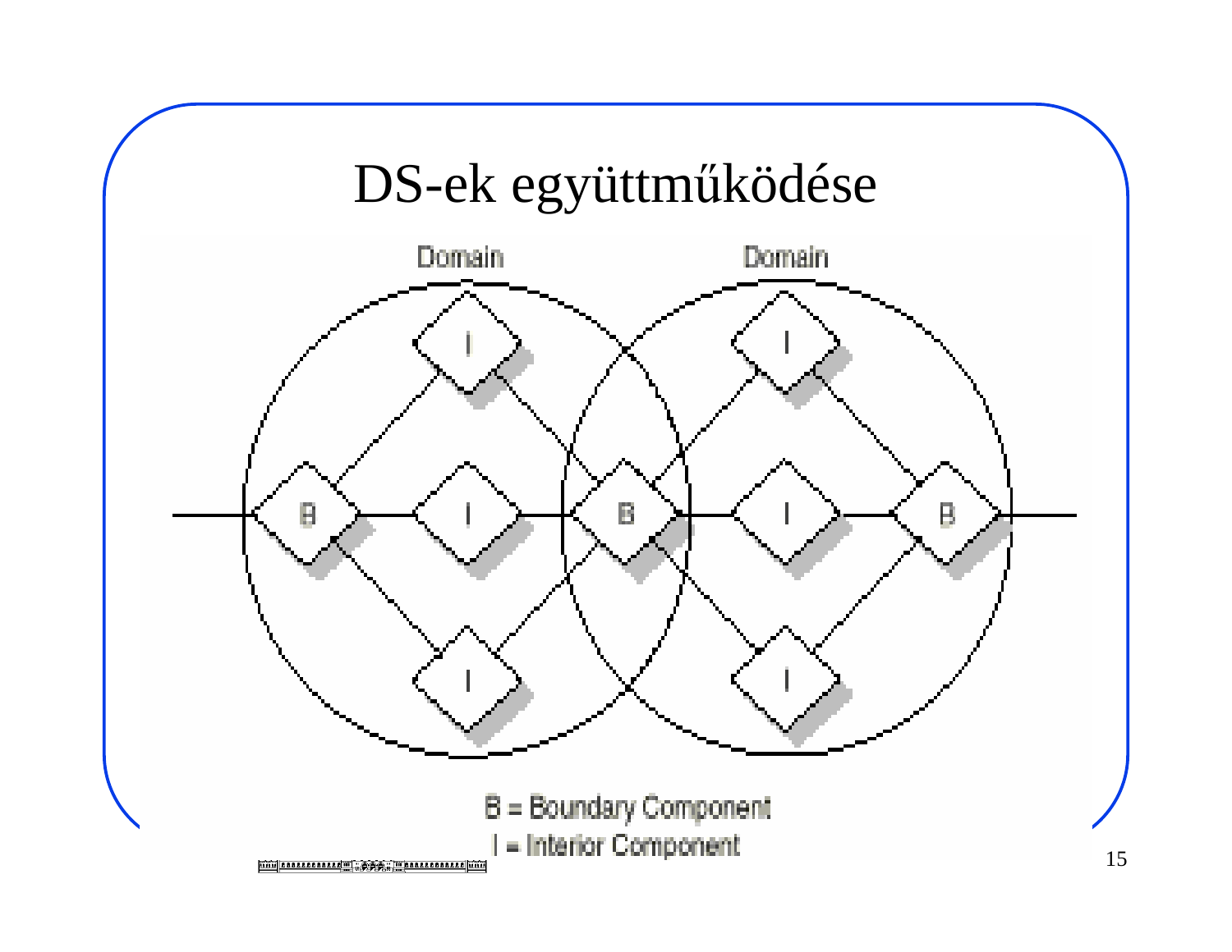# DS-ek együttműködése

Domain

Domain

B = Boundary Component

I = Interior Component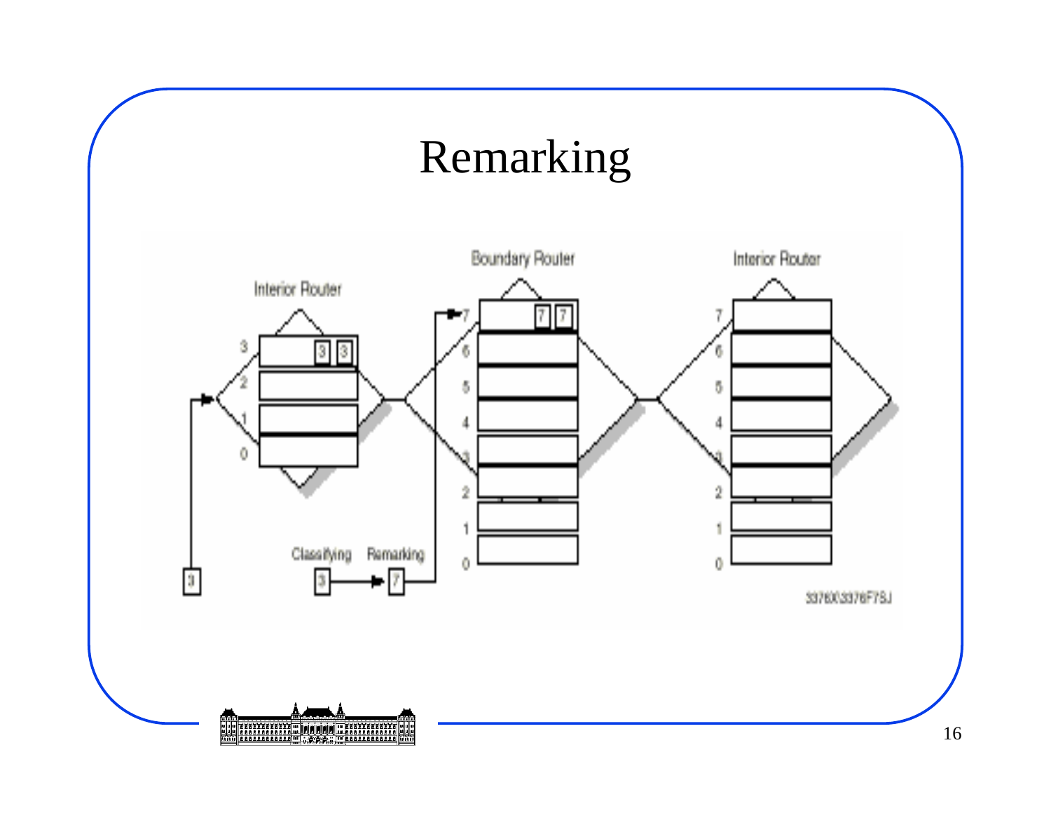# Remarking

Interior Router

Boundary Router

Interior Router

Classifying

Remarking

3376X3376F75J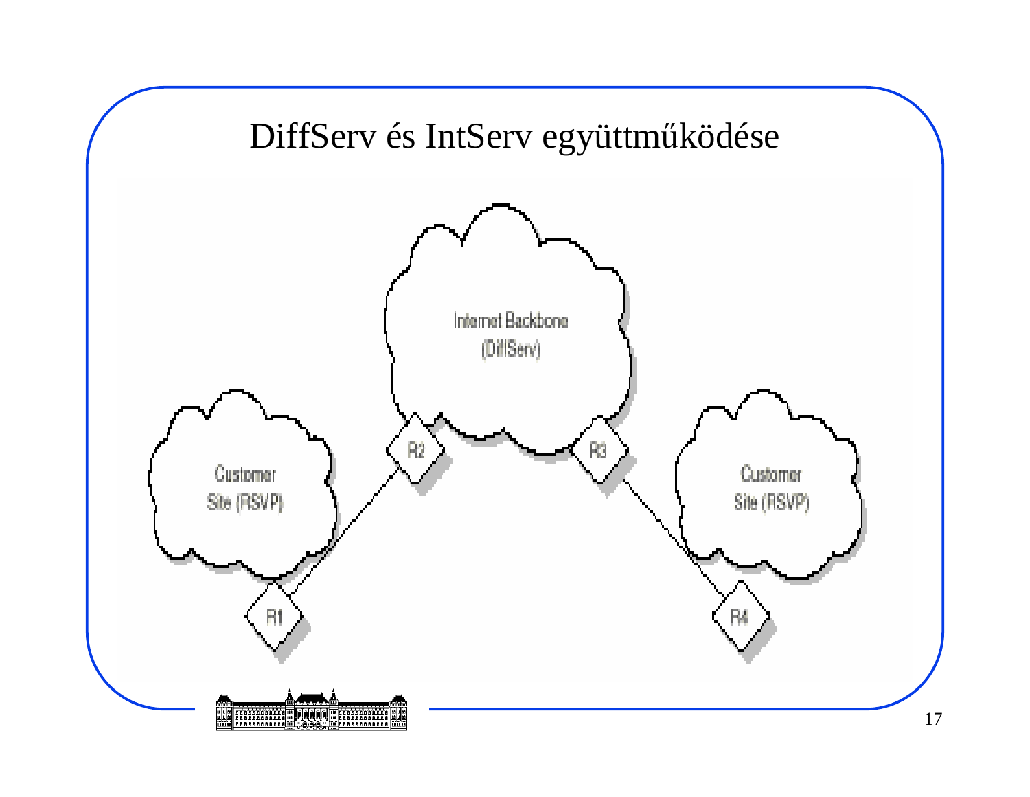# DiffServ és IntServ együttműködése

Internet Backbone (DiffServ)

Customer Site (RSVP)

Customer Site (RSVP)

R1

R2

R3

R4